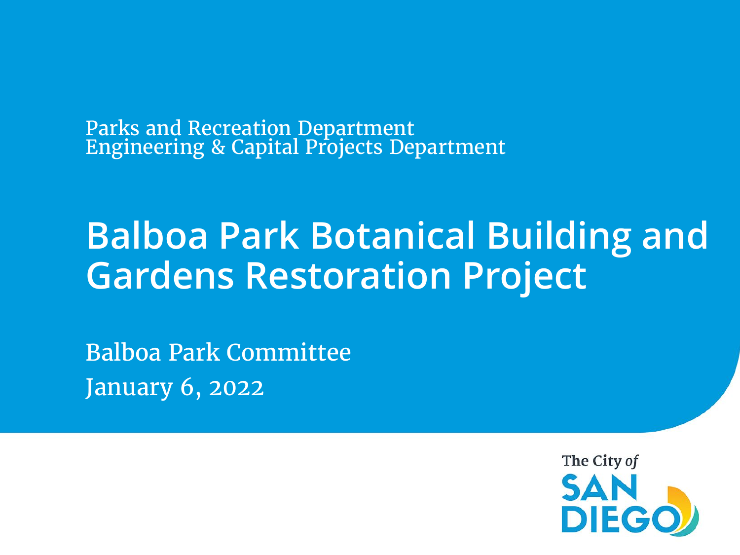Parks and Recreation Department
Engineering & Capital Projects Department

# Balboa Park Botanical Building and Gardens Restoration Project

Balboa Park Committee

January 6, 2022

The City *of* SAN DIEGO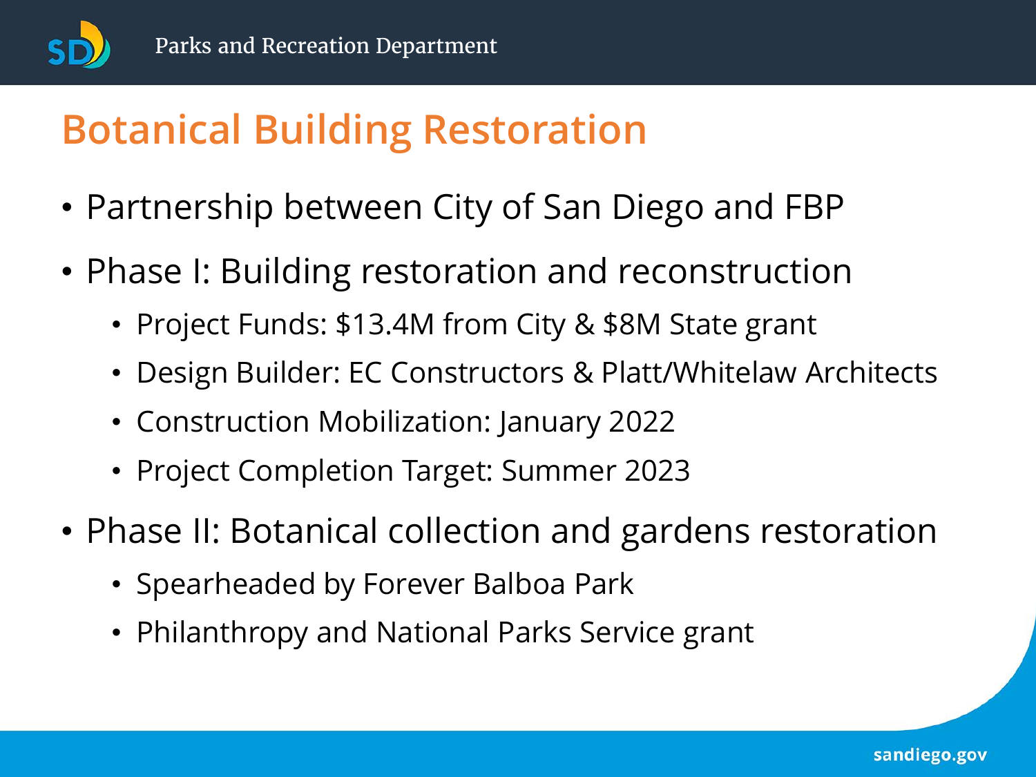# Botanical Building Restoration

- Partnership between City of San Diego and FBP
- Phase I: Building restoration and reconstruction
  - Project Funds: $13.4M from City & $8M State grant
  - Design Builder: EC Constructors & Platt/Whitelaw Architects
  - Construction Mobilization: January 2022
  - Project Completion Target: Summer 2023
- Phase II: Botanical collection and gardens restoration
  - Spearheaded by Forever Balboa Park
  - Philanthropy and National Parks Service grant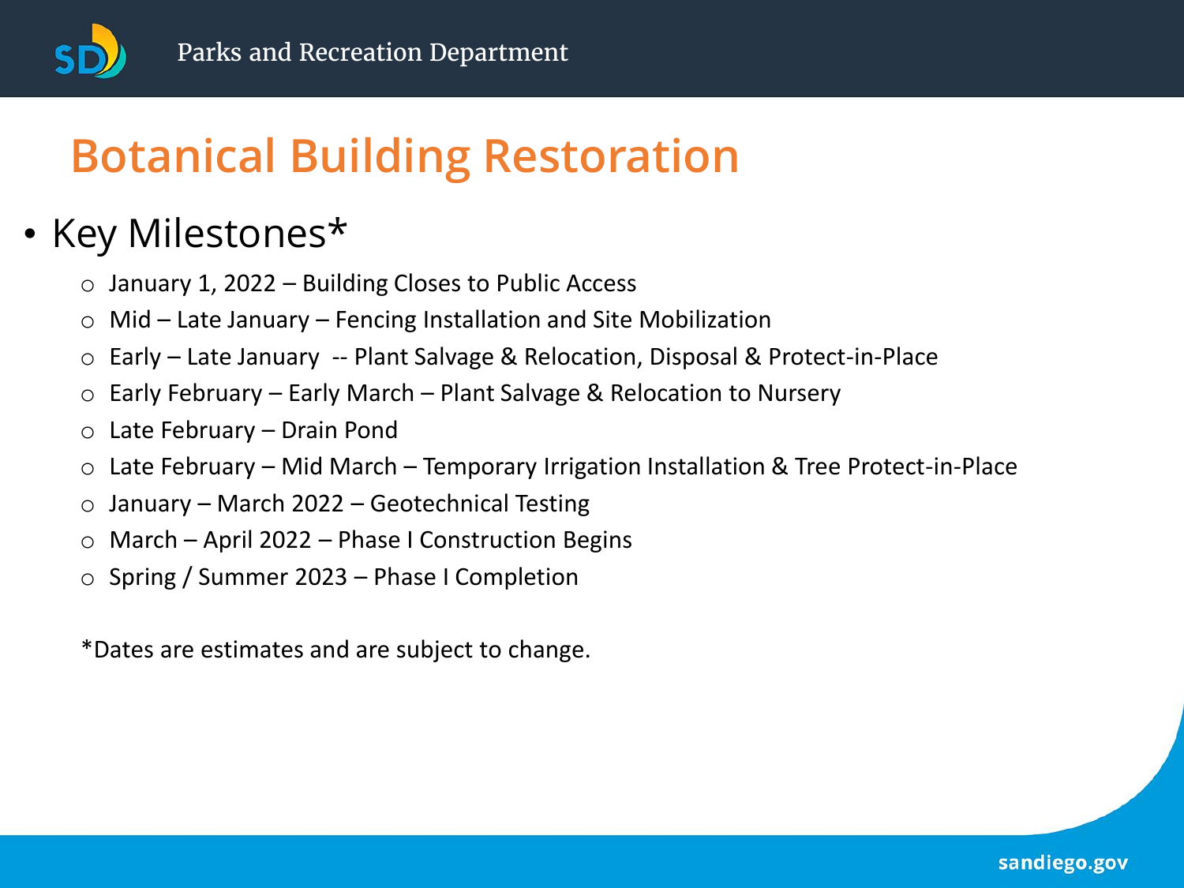# Botanical Building Restoration

- Key Milestones*
  - January 1, 2022 – Building Closes to Public Access
  - Mid – Late January – Fencing Installation and Site Mobilization
  - Early – Late January -- Plant Salvage & Relocation, Disposal & Protect-in-Place
  - Early February – Early March – Plant Salvage & Relocation to Nursery
  - Late February – Drain Pond
  - Late February – Mid March – Temporary Irrigation Installation & Tree Protect-in-Place
  - January – March 2022 – Geotechnical Testing
  - March – April 2022 – Phase I Construction Begins
  - Spring / Summer 2023 – Phase I Completion

*Dates are estimates and are subject to change.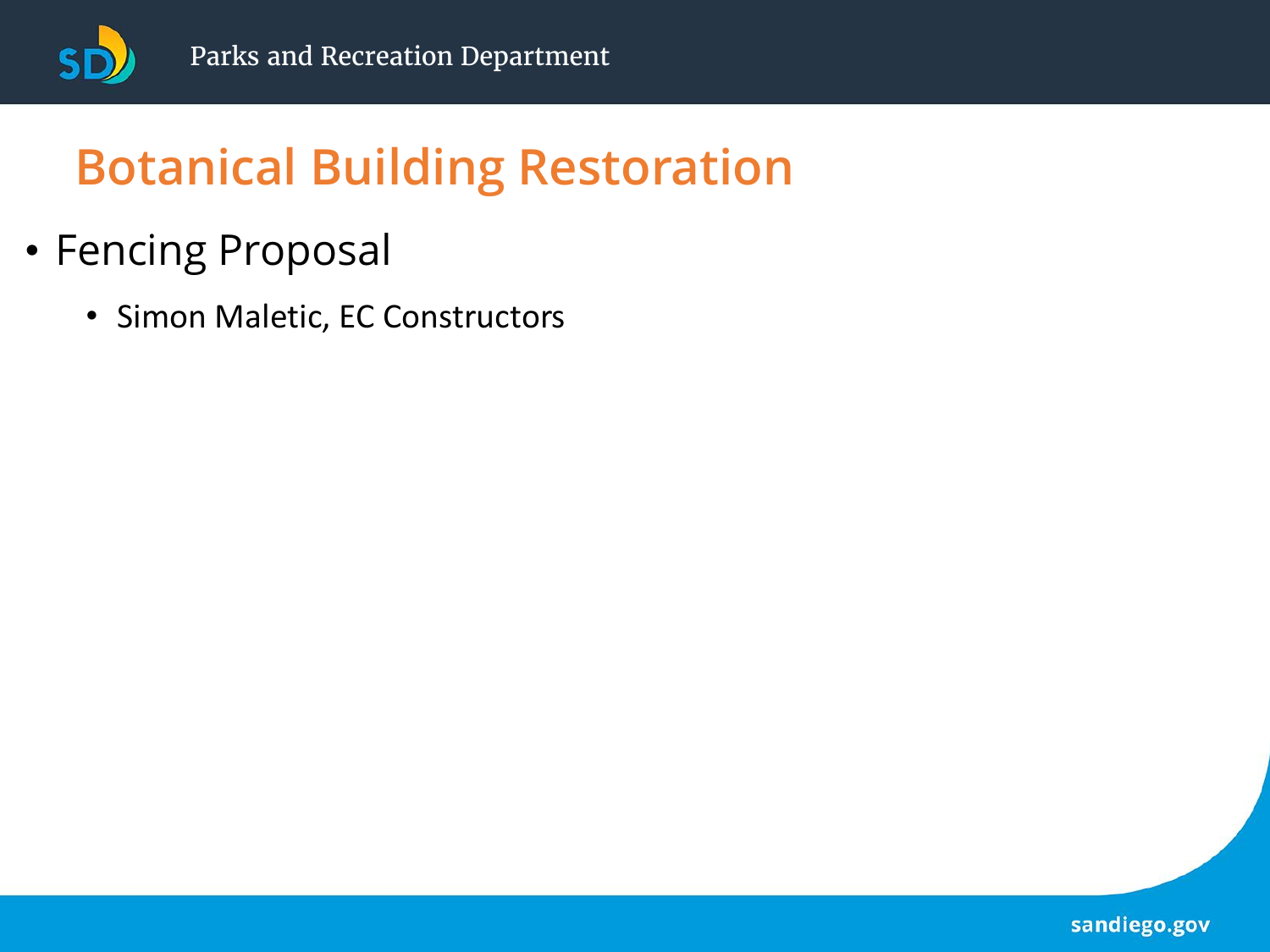# Botanical Building Restoration

- Fencing Proposal
  - Simon Maletic, EC Constructors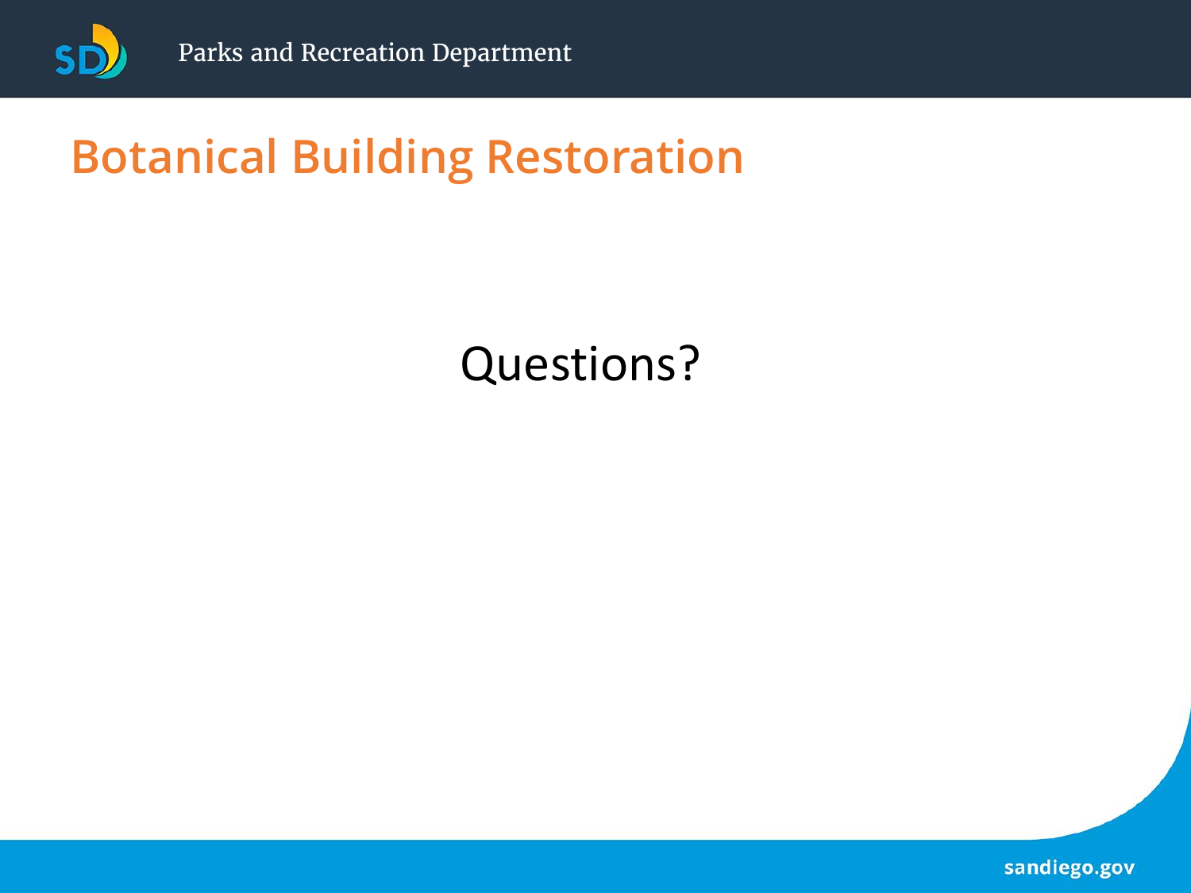# Botanical Building Restoration

Questions?